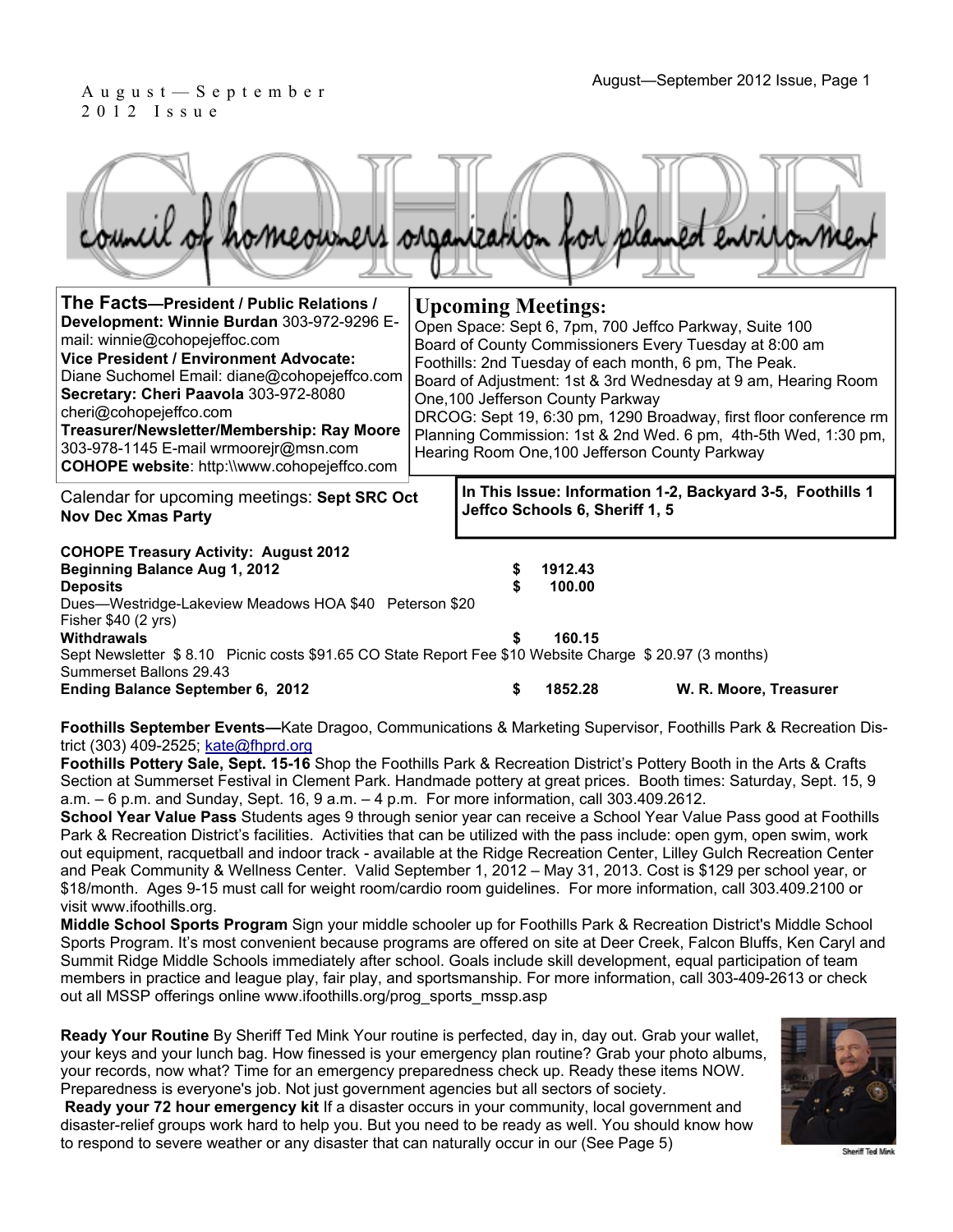August—September 2012 Issue

# COHOPE

council of homeowners organization for planned environment

**The Facts—President / Public Relations / Development: Winnie Burdan** 303-972-9296 E-mail: winnie@cohopejeffoc.com
**Vice President / Environment Advocate:** Diane Suchomel Email: diane@cohopejeffco.com
**Secretary: Cheri Paavola** 303-972-8080 cheri@cohopejeffco.com
**Treasurer/Newsletter/Membership: Ray Moore** 303-978-1145 E-mail wrmoorejr@msn.com
**COHOPE website**: http:\\www.cohopejeffco.com

## Upcoming Meetings:

Open Space: Sept 6, 7pm, 700 Jeffco Parkway, Suite 100
Board of County Commissioners Every Tuesday at 8:00 am
Foothills: 2nd Tuesday of each month, 6 pm, The Peak.
Board of Adjustment: 1st & 3rd Wednesday at 9 am, Hearing Room One,100 Jefferson County Parkway
DRCOG: Sept 19, 6:30 pm, 1290 Broadway, first floor conference rm
Planning Commission: 1st & 2nd Wed. 6 pm, 4th-5th Wed, 1:30 pm, Hearing Room One,100 Jefferson County Parkway

Calendar for upcoming meetings: **Sept SRC Oct Nov Dec Xmas Party**

**In This Issue: Information 1-2, Backyard 3-5, Foothills 1 Jeffco Schools 6, Sheriff 1, 5**

**COHOPE Treasury Activity: August 2012**

| | | |
|---|---|---|
| **Beginning Balance Aug 1, 2012** | **$ 1912.43** | |
| **Deposits** | **$ 100.00** | |
| Dues—Westridge-Lakeview Meadows HOA $40 Peterson $20 Fisher $40 (2 yrs) | | |
| **Withdrawals** | **$ 160.15** | |
| Sept Newsletter $ 8.10 Picnic costs $91.65 CO State Report Fee $10 Website Charge $ 20.97 (3 months) Summerset Ballons 29.43 | | |
| **Ending Balance September 6, 2012** | **$ 1852.28** | **W. R. Moore, Treasurer** |

**Foothills September Events—**Kate Dragoo, Communications & Marketing Supervisor, Foothills Park & Recreation District (303) 409-2525; kate@fhprd.org

**Foothills Pottery Sale, Sept. 15-16** Shop the Foothills Park & Recreation District's Pottery Booth in the Arts & Crafts Section at Summerset Festival in Clement Park. Handmade pottery at great prices. Booth times: Saturday, Sept. 15, 9 a.m. – 6 p.m. and Sunday, Sept. 16, 9 a.m. – 4 p.m. For more information, call 303.409.2612.

**School Year Value Pass** Students ages 9 through senior year can receive a School Year Value Pass good at Foothills Park & Recreation District's facilities. Activities that can be utilized with the pass include: open gym, open swim, work out equipment, racquetball and indoor track - available at the Ridge Recreation Center, Lilley Gulch Recreation Center and Peak Community & Wellness Center. Valid September 1, 2012 – May 31, 2013. Cost is $129 per school year, or $18/month. Ages 9-15 must call for weight room/cardio room guidelines. For more information, call 303.409.2100 or visit www.ifoothills.org.

**Middle School Sports Program** Sign your middle schooler up for Foothills Park & Recreation District's Middle School Sports Program. It's most convenient because programs are offered on site at Deer Creek, Falcon Bluffs, Ken Caryl and Summit Ridge Middle Schools immediately after school. Goals include skill development, equal participation of team members in practice and league play, fair play, and sportsmanship. For more information, call 303-409-2613 or check out all MSSP offerings online www.ifoothills.org/prog_sports_mssp.asp

**Ready Your Routine** By Sheriff Ted Mink Your routine is perfected, day in, day out. Grab your wallet, your keys and your lunch bag. How finessed is your emergency plan routine? Grab your photo albums, your records, now what? Time for an emergency preparedness check up. Ready these items NOW. Preparedness is everyone's job. Not just government agencies but all sectors of society.

**Ready your 72 hour emergency kit** If a disaster occurs in your community, local government and disaster-relief groups work hard to help you. But you need to be ready as well. You should know how to respond to severe weather or any disaster that can naturally occur in our (See Page 5)

Sheriff Ted Mink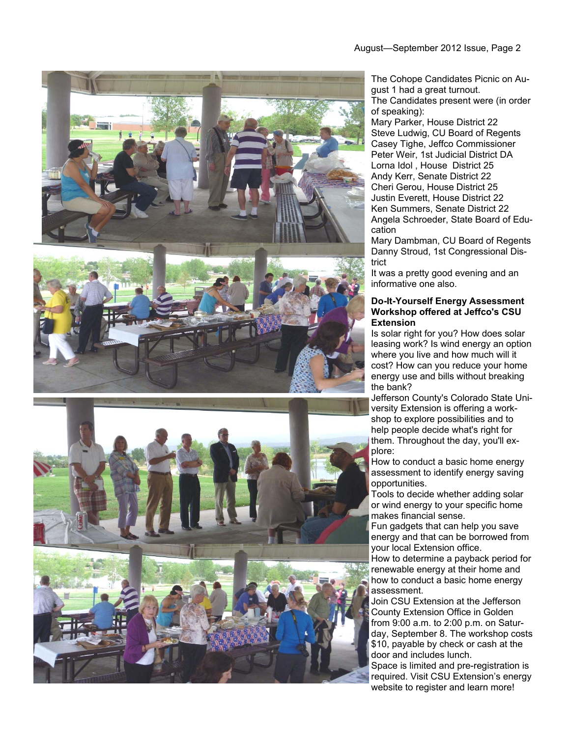The Cohope Candidates Picnic on August 1 had a great turnout.

The Candidates present were (in order of speaking):

Mary Parker, House District 22
Steve Ludwig, CU Board of Regents
Casey Tighe, Jeffco Commissioner
Peter Weir, 1st Judicial District DA
Lorna Idol , House District 25
Andy Kerr, Senate District 22
Cheri Gerou, House District 25
Justin Everett, House District 22
Ken Summers, Senate District 22
Angela Schroeder, State Board of Education
Mary Dambman, CU Board of Regents
Danny Stroud, 1st Congressional District

It was a pretty good evening and an informative one also.

### Do-It-Yourself Energy Assessment Workshop offered at Jeffco's CSU Extension

Is solar right for you? How does solar leasing work? Is wind energy an option where you live and how much will it cost? How can you reduce your home energy use and bills without breaking the bank?

Jefferson County's Colorado State University Extension is offering a workshop to explore possibilities and to help people decide what's right for them. Throughout the day, you'll explore:

How to conduct a basic home energy assessment to identify energy saving opportunities.

Tools to decide whether adding solar or wind energy to your specific home makes financial sense.

Fun gadgets that can help you save energy and that can be borrowed from your local Extension office.

How to determine a payback period for renewable energy at their home and how to conduct a basic home energy assessment.

Join CSU Extension at the Jefferson County Extension Office in Golden from 9:00 a.m. to 2:00 p.m. on Saturday, September 8. The workshop costs $10, payable by check or cash at the door and includes lunch.

Space is limited and pre-registration is required. Visit CSU Extension's energy website to register and learn more!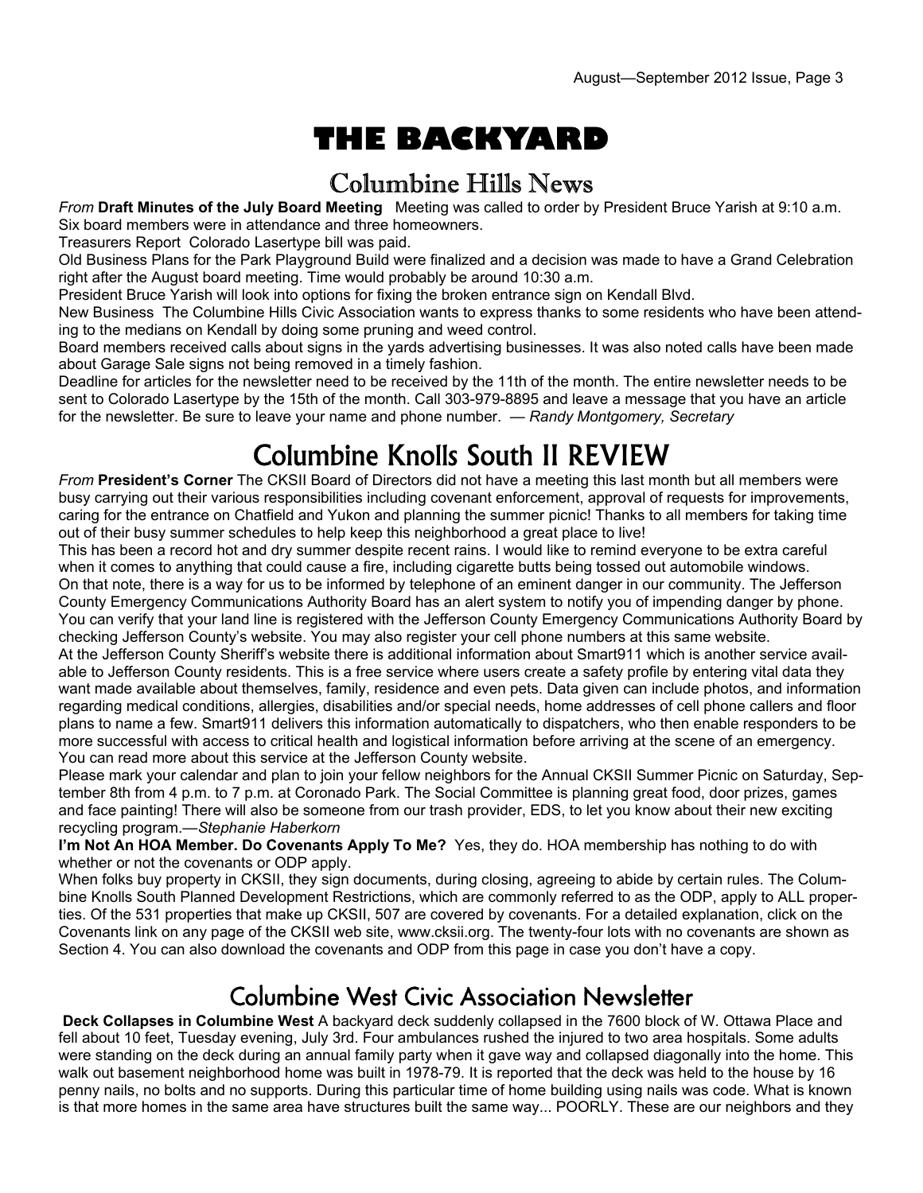# THE BACKYARD

## Columbine Hills News

*From* **Draft Minutes of the July Board Meeting** Meeting was called to order by President Bruce Yarish at 9:10 a.m. Six board members were in attendance and three homeowners.

Treasurers Report Colorado Lasertype bill was paid.

Old Business Plans for the Park Playground Build were finalized and a decision was made to have a Grand Celebration right after the August board meeting. Time would probably be around 10:30 a.m.

President Bruce Yarish will look into options for fixing the broken entrance sign on Kendall Blvd.

New Business The Columbine Hills Civic Association wants to express thanks to some residents who have been attending to the medians on Kendall by doing some pruning and weed control.

Board members received calls about signs in the yards advertising businesses. It was also noted calls have been made about Garage Sale signs not being removed in a timely fashion.

Deadline for articles for the newsletter need to be received by the 11th of the month. The entire newsletter needs to be sent to Colorado Lasertype by the 15th of the month. Call 303-979-8895 and leave a message that you have an article for the newsletter. Be sure to leave your name and phone number. — *Randy Montgomery, Secretary*

## Columbine Knolls South II REVIEW

*From* **President's Corner** The CKSII Board of Directors did not have a meeting this last month but all members were busy carrying out their various responsibilities including covenant enforcement, approval of requests for improvements, caring for the entrance on Chatfield and Yukon and planning the summer picnic! Thanks to all members for taking time out of their busy summer schedules to help keep this neighborhood a great place to live!

This has been a record hot and dry summer despite recent rains. I would like to remind everyone to be extra careful when it comes to anything that could cause a fire, including cigarette butts being tossed out automobile windows.

On that note, there is a way for us to be informed by telephone of an eminent danger in our community. The Jefferson County Emergency Communications Authority Board has an alert system to notify you of impending danger by phone. You can verify that your land line is registered with the Jefferson County Emergency Communications Authority Board by checking Jefferson County's website. You may also register your cell phone numbers at this same website.

At the Jefferson County Sheriff's website there is additional information about Smart911 which is another service available to Jefferson County residents. This is a free service where users create a safety profile by entering vital data they want made available about themselves, family, residence and even pets. Data given can include photos, and information regarding medical conditions, allergies, disabilities and/or special needs, home addresses of cell phone callers and floor plans to name a few. Smart911 delivers this information automatically to dispatchers, who then enable responders to be more successful with access to critical health and logistical information before arriving at the scene of an emergency. You can read more about this service at the Jefferson County website.

Please mark your calendar and plan to join your fellow neighbors for the Annual CKSII Summer Picnic on Saturday, September 8th from 4 p.m. to 7 p.m. at Coronado Park. The Social Committee is planning great food, door prizes, games and face painting! There will also be someone from our trash provider, EDS, to let you know about their new exciting recycling program.—*Stephanie Haberkorn*

**I'm Not An HOA Member. Do Covenants Apply To Me?** Yes, they do. HOA membership has nothing to do with whether or not the covenants or ODP apply.

When folks buy property in CKSII, they sign documents, during closing, agreeing to abide by certain rules. The Columbine Knolls South Planned Development Restrictions, which are commonly referred to as the ODP, apply to ALL properties. Of the 531 properties that make up CKSII, 507 are covered by covenants. For a detailed explanation, click on the Covenants link on any page of the CKSII web site, www.cksii.org. The twenty-four lots with no covenants are shown as Section 4. You can also download the covenants and ODP from this page in case you don't have a copy.

## Columbine West Civic Association Newsletter

**Deck Collapses in Columbine West** A backyard deck suddenly collapsed in the 7600 block of W. Ottawa Place and fell about 10 feet, Tuesday evening, July 3rd. Four ambulances rushed the injured to two area hospitals. Some adults were standing on the deck during an annual family party when it gave way and collapsed diagonally into the home. This walk out basement neighborhood home was built in 1978-79. It is reported that the deck was held to the house by 16 penny nails, no bolts and no supports. During this particular time of home building using nails was code. What is known is that more homes in the same area have structures built the same way... POORLY. These are our neighbors and they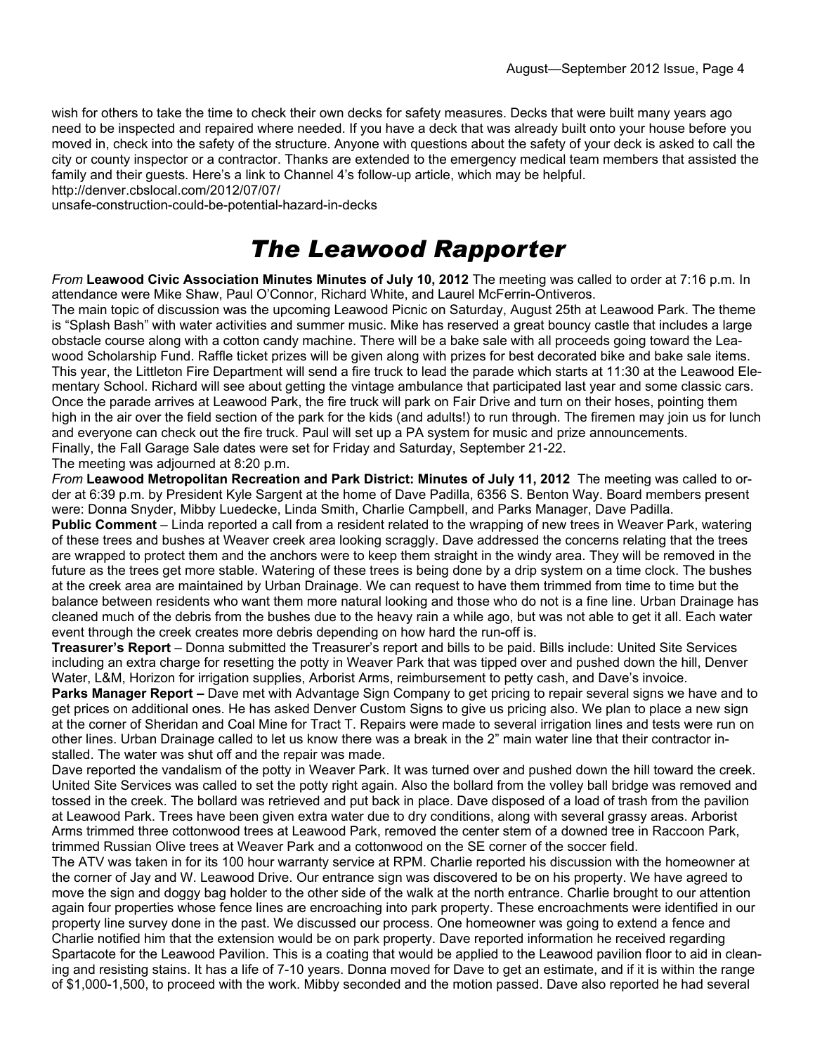wish for others to take the time to check their own decks for safety measures. Decks that were built many years ago need to be inspected and repaired where needed. If you have a deck that was already built onto your house before you moved in, check into the safety of the structure. Anyone with questions about the safety of your deck is asked to call the city or county inspector or a contractor. Thanks are extended to the emergency medical team members that assisted the family and their guests. Here's a link to Channel 4's follow-up article, which may be helpful.
http://denver.cbslocal.com/2012/07/07/
unsafe-construction-could-be-potential-hazard-in-decks

# *The Leawood Rapporter*

*From* **Leawood Civic Association Minutes Minutes of July 10, 2012** The meeting was called to order at 7:16 p.m. In attendance were Mike Shaw, Paul O'Connor, Richard White, and Laurel McFerrin-Ontiveros.

The main topic of discussion was the upcoming Leawood Picnic on Saturday, August 25th at Leawood Park. The theme is "Splash Bash" with water activities and summer music. Mike has reserved a great bouncy castle that includes a large obstacle course along with a cotton candy machine. There will be a bake sale with all proceeds going toward the Leawood Scholarship Fund. Raffle ticket prizes will be given along with prizes for best decorated bike and bake sale items. This year, the Littleton Fire Department will send a fire truck to lead the parade which starts at 11:30 at the Leawood Elementary School. Richard will see about getting the vintage ambulance that participated last year and some classic cars. Once the parade arrives at Leawood Park, the fire truck will park on Fair Drive and turn on their hoses, pointing them high in the air over the field section of the park for the kids (and adults!) to run through. The firemen may join us for lunch and everyone can check out the fire truck. Paul will set up a PA system for music and prize announcements.

Finally, the Fall Garage Sale dates were set for Friday and Saturday, September 21-22.

The meeting was adjourned at 8:20 p.m.

*From* **Leawood Metropolitan Recreation and Park District: Minutes of July 11, 2012** The meeting was called to order at 6:39 p.m. by President Kyle Sargent at the home of Dave Padilla, 6356 S. Benton Way. Board members present were: Donna Snyder, Mibby Luedecke, Linda Smith, Charlie Campbell, and Parks Manager, Dave Padilla.

**Public Comment** – Linda reported a call from a resident related to the wrapping of new trees in Weaver Park, watering of these trees and bushes at Weaver creek area looking scraggly. Dave addressed the concerns relating that the trees are wrapped to protect them and the anchors were to keep them straight in the windy area. They will be removed in the future as the trees get more stable. Watering of these trees is being done by a drip system on a time clock. The bushes at the creek area are maintained by Urban Drainage. We can request to have them trimmed from time to time but the balance between residents who want them more natural looking and those who do not is a fine line. Urban Drainage has cleaned much of the debris from the bushes due to the heavy rain a while ago, but was not able to get it all. Each water event through the creek creates more debris depending on how hard the run-off is.

**Treasurer's Report** – Donna submitted the Treasurer's report and bills to be paid. Bills include: United Site Services including an extra charge for resetting the potty in Weaver Park that was tipped over and pushed down the hill, Denver Water, L&M, Horizon for irrigation supplies, Arborist Arms, reimbursement to petty cash, and Dave's invoice.

**Parks Manager Report –** Dave met with Advantage Sign Company to get pricing to repair several signs we have and to get prices on additional ones. He has asked Denver Custom Signs to give us pricing also. We plan to place a new sign at the corner of Sheridan and Coal Mine for Tract T. Repairs were made to several irrigation lines and tests were run on other lines. Urban Drainage called to let us know there was a break in the 2" main water line that their contractor installed. The water was shut off and the repair was made.

Dave reported the vandalism of the potty in Weaver Park. It was turned over and pushed down the hill toward the creek. United Site Services was called to set the potty right again. Also the bollard from the volley ball bridge was removed and tossed in the creek. The bollard was retrieved and put back in place. Dave disposed of a load of trash from the pavilion at Leawood Park. Trees have been given extra water due to dry conditions, along with several grassy areas. Arborist Arms trimmed three cottonwood trees at Leawood Park, removed the center stem of a downed tree in Raccoon Park, trimmed Russian Olive trees at Weaver Park and a cottonwood on the SE corner of the soccer field.

The ATV was taken in for its 100 hour warranty service at RPM. Charlie reported his discussion with the homeowner at the corner of Jay and W. Leawood Drive. Our entrance sign was discovered to be on his property. We have agreed to move the sign and doggy bag holder to the other side of the walk at the north entrance. Charlie brought to our attention again four properties whose fence lines are encroaching into park property. These encroachments were identified in our property line survey done in the past. We discussed our process. One homeowner was going to extend a fence and Charlie notified him that the extension would be on park property. Dave reported information he received regarding Spartacote for the Leawood Pavilion. This is a coating that would be applied to the Leawood pavilion floor to aid in cleaning and resisting stains. It has a life of 7-10 years. Donna moved for Dave to get an estimate, and if it is within the range of $1,000-1,500, to proceed with the work. Mibby seconded and the motion passed. Dave also reported he had several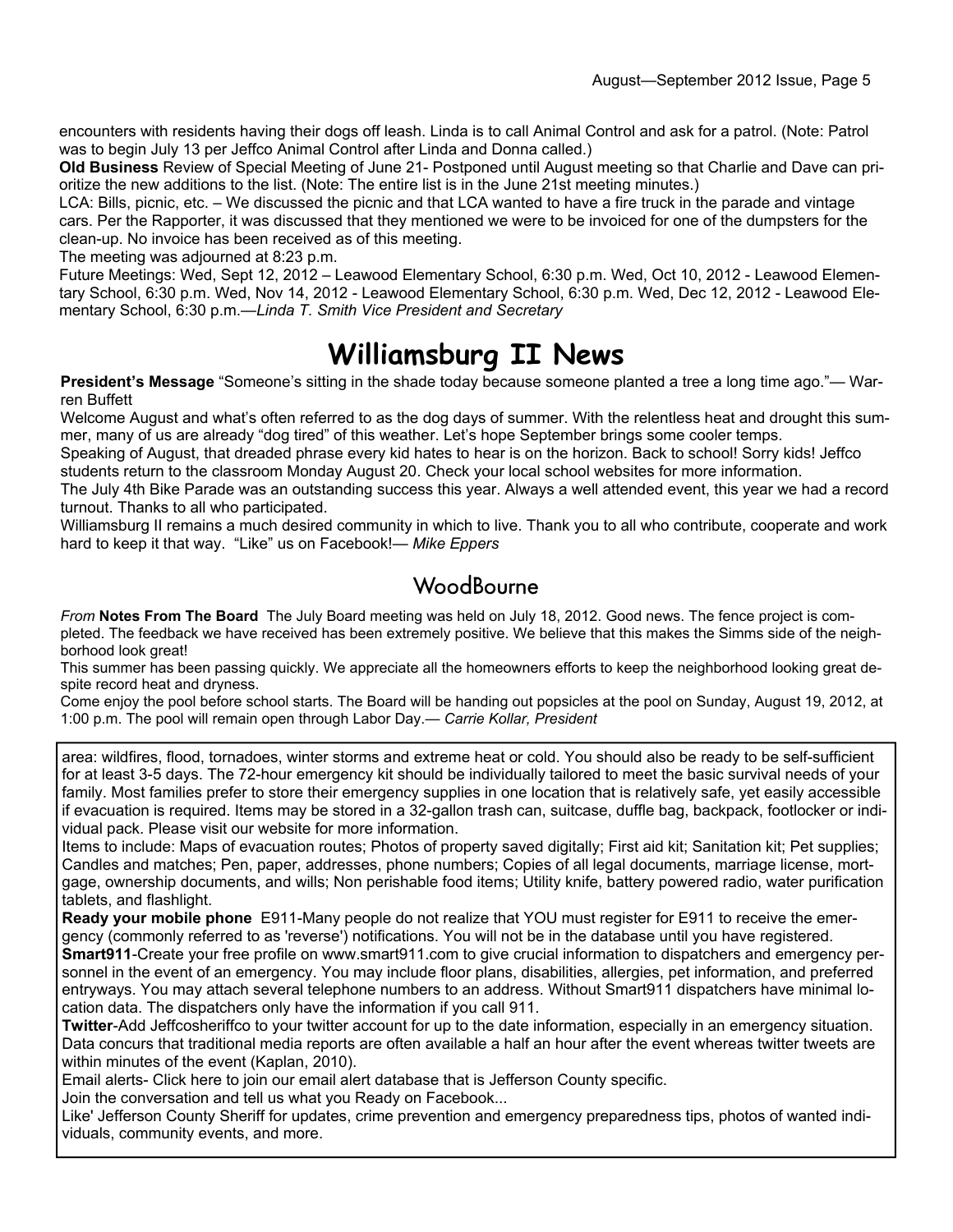encounters with residents having their dogs off leash. Linda is to call Animal Control and ask for a patrol. (Note: Patrol was to begin July 13 per Jeffco Animal Control after Linda and Donna called.)

**Old Business** Review of Special Meeting of June 21- Postponed until August meeting so that Charlie and Dave can prioritize the new additions to the list. (Note: The entire list is in the June 21st meeting minutes.)

LCA: Bills, picnic, etc. – We discussed the picnic and that LCA wanted to have a fire truck in the parade and vintage cars. Per the Rapporter, it was discussed that they mentioned we were to be invoiced for one of the dumpsters for the clean-up. No invoice has been received as of this meeting.

The meeting was adjourned at 8:23 p.m.

Future Meetings: Wed, Sept 12, 2012 – Leawood Elementary School, 6:30 p.m. Wed, Oct 10, 2012 - Leawood Elementary School, 6:30 p.m. Wed, Nov 14, 2012 - Leawood Elementary School, 6:30 p.m. Wed, Dec 12, 2012 - Leawood Elementary School, 6:30 p.m.—*Linda T. Smith Vice President and Secretary*

# Williamsburg II News

**President's Message** "Someone's sitting in the shade today because someone planted a tree a long time ago."— Warren Buffett

Welcome August and what's often referred to as the dog days of summer. With the relentless heat and drought this summer, many of us are already "dog tired" of this weather. Let's hope September brings some cooler temps.

Speaking of August, that dreaded phrase every kid hates to hear is on the horizon. Back to school! Sorry kids! Jeffco students return to the classroom Monday August 20. Check your local school websites for more information.

The July 4th Bike Parade was an outstanding success this year. Always a well attended event, this year we had a record turnout. Thanks to all who participated.

Williamsburg II remains a much desired community in which to live. Thank you to all who contribute, cooperate and work hard to keep it that way. "Like" us on Facebook!— *Mike Eppers*

## WoodBourne

*From* **Notes From The Board** The July Board meeting was held on July 18, 2012. Good news. The fence project is completed. The feedback we have received has been extremely positive. We believe that this makes the Simms side of the neighborhood look great!

This summer has been passing quickly. We appreciate all the homeowners efforts to keep the neighborhood looking great despite record heat and dryness.

Come enjoy the pool before school starts. The Board will be handing out popsicles at the pool on Sunday, August 19, 2012, at 1:00 p.m. The pool will remain open through Labor Day.— *Carrie Kollar, President*

area: wildfires, flood, tornadoes, winter storms and extreme heat or cold. You should also be ready to be self-sufficient for at least 3-5 days. The 72-hour emergency kit should be individually tailored to meet the basic survival needs of your family. Most families prefer to store their emergency supplies in one location that is relatively safe, yet easily accessible if evacuation is required. Items may be stored in a 32-gallon trash can, suitcase, duffle bag, backpack, footlocker or individual pack. Please visit our website for more information.

Items to include: Maps of evacuation routes; Photos of property saved digitally; First aid kit; Sanitation kit; Pet supplies; Candles and matches; Pen, paper, addresses, phone numbers; Copies of all legal documents, marriage license, mortgage, ownership documents, and wills; Non perishable food items; Utility knife, battery powered radio, water purification tablets, and flashlight.

**Ready your mobile phone** E911-Many people do not realize that YOU must register for E911 to receive the emergency (commonly referred to as 'reverse') notifications. You will not be in the database until you have registered.

**Smart911**-Create your free profile on www.smart911.com to give crucial information to dispatchers and emergency personnel in the event of an emergency. You may include floor plans, disabilities, allergies, pet information, and preferred entryways. You may attach several telephone numbers to an address. Without Smart911 dispatchers have minimal location data. The dispatchers only have the information if you call 911.

**Twitter**-Add Jeffcosheriffco to your twitter account for up to the date information, especially in an emergency situation. Data concurs that traditional media reports are often available a half an hour after the event whereas twitter tweets are within minutes of the event (Kaplan, 2010).

Email alerts- Click here to join our email alert database that is Jefferson County specific.

Join the conversation and tell us what you Ready on Facebook...

Like' Jefferson County Sheriff for updates, crime prevention and emergency preparedness tips, photos of wanted individuals, community events, and more.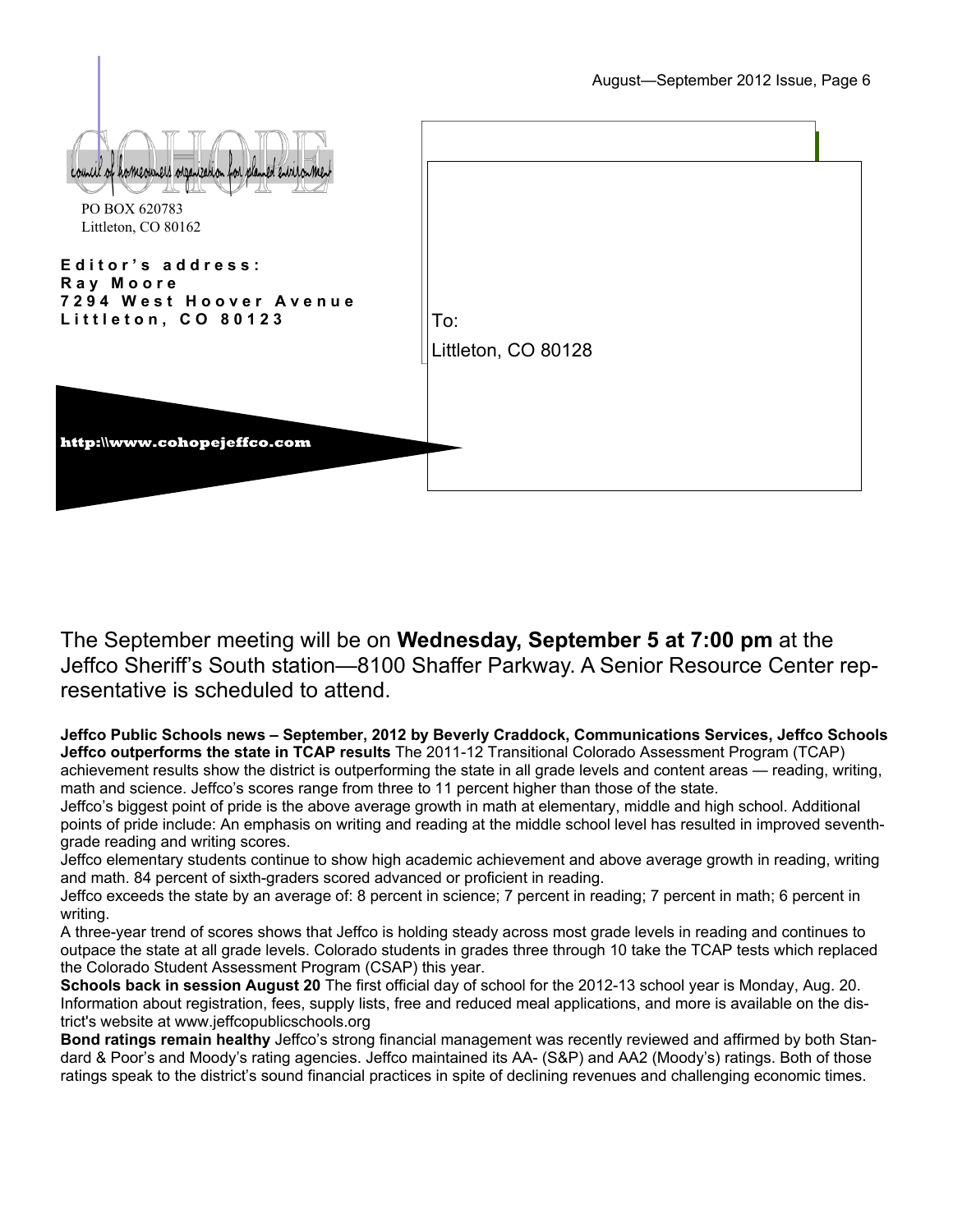COHOPE

council of homeowners organization for planned environment

PO BOX 620783
Littleton, CO 80162

**Editor's address:**
**Ray Moore**
**7294 West Hoover Avenue**
**Littleton, CO 80123**

**http:\\www.cohopejeffco.com**

To:

Littleton, CO 80128

The September meeting will be on **Wednesday, September 5 at 7:00 pm** at the Jeffco Sheriff's South station—8100 Shaffer Parkway. A Senior Resource Center representative is scheduled to attend.

**Jeffco Public Schools news – September, 2012 by Beverly Craddock, Communications Services, Jeffco Schools**

**Jeffco outperforms the state in TCAP results** The 2011-12 Transitional Colorado Assessment Program (TCAP) achievement results show the district is outperforming the state in all grade levels and content areas — reading, writing, math and science. Jeffco's scores range from three to 11 percent higher than those of the state.

Jeffco's biggest point of pride is the above average growth in math at elementary, middle and high school. Additional points of pride include: An emphasis on writing and reading at the middle school level has resulted in improved seventh-grade reading and writing scores.

Jeffco elementary students continue to show high academic achievement and above average growth in reading, writing and math. 84 percent of sixth-graders scored advanced or proficient in reading.

Jeffco exceeds the state by an average of: 8 percent in science; 7 percent in reading; 7 percent in math; 6 percent in writing.

A three-year trend of scores shows that Jeffco is holding steady across most grade levels in reading and continues to outpace the state at all grade levels. Colorado students in grades three through 10 take the TCAP tests which replaced the Colorado Student Assessment Program (CSAP) this year.

**Schools back in session August 20** The first official day of school for the 2012-13 school year is Monday, Aug. 20. Information about registration, fees, supply lists, free and reduced meal applications, and more is available on the district's website at www.jeffcopublicschools.org

**Bond ratings remain healthy** Jeffco's strong financial management was recently reviewed and affirmed by both Standard & Poor's and Moody's rating agencies. Jeffco maintained its AA- (S&P) and AA2 (Moody's) ratings. Both of those ratings speak to the district's sound financial practices in spite of declining revenues and challenging economic times.